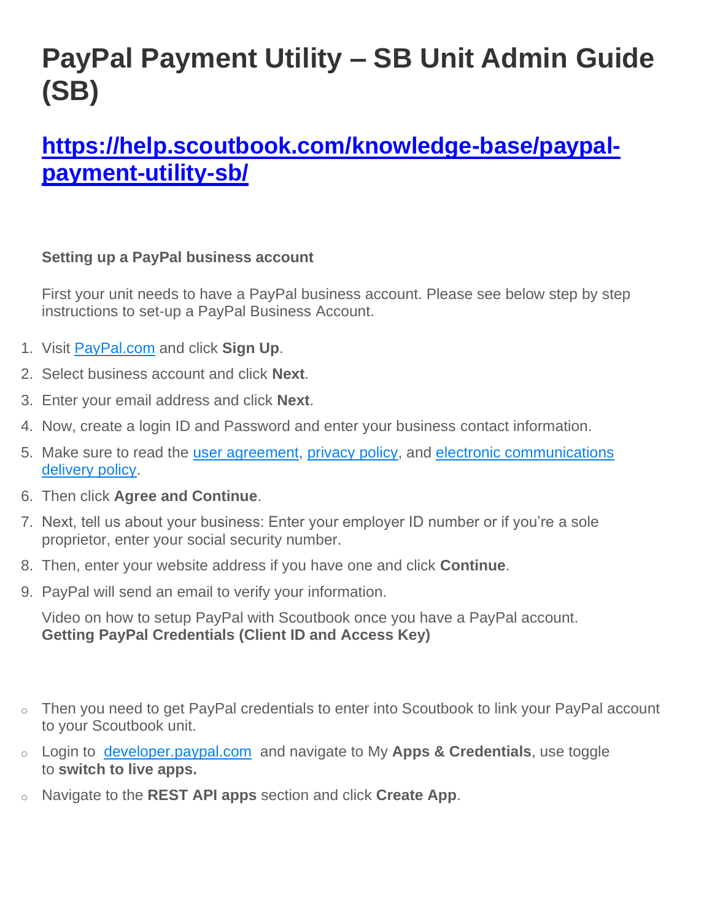# PayPal Payment Utility – SB Unit Admin Guide (SB)

## [https://help.scoutbook.com/knowledge-base/paypal-payment-utility-sb/](https://help.scoutbook.com/knowledge-base/paypal-payment-utility-sb/)

**Setting up a PayPal business account**

First your unit needs to have a PayPal business account. Please see below step by step instructions to set-up a PayPal Business Account.

1. Visit [PayPal.com](PayPal.com) and click **Sign Up**.
2. Select business account and click **Next**.
3. Enter your email address and click **Next**.
4. Now, create a login ID and Password and enter your business contact information.
5. Make sure to read the user agreement, privacy policy, and electronic communications delivery policy.
6. Then click **Agree and Continue**.
7. Next, tell us about your business: Enter your employer ID number or if you're a sole proprietor, enter your social security number.
8. Then, enter your website address if you have one and click **Continue**.
9. PayPal will send an email to verify your information.

Video on how to setup PayPal with Scoutbook once you have a PayPal account.
**Getting PayPal Credentials (Client ID and Access Key)**

- Then you need to get PayPal credentials to enter into Scoutbook to link your PayPal account to your Scoutbook unit.
- Login to [developer.paypal.com](developer.paypal.com) and navigate to My **Apps & Credentials**, use toggle to **switch to live apps.**
- Navigate to the **REST API apps** section and click **Create App**.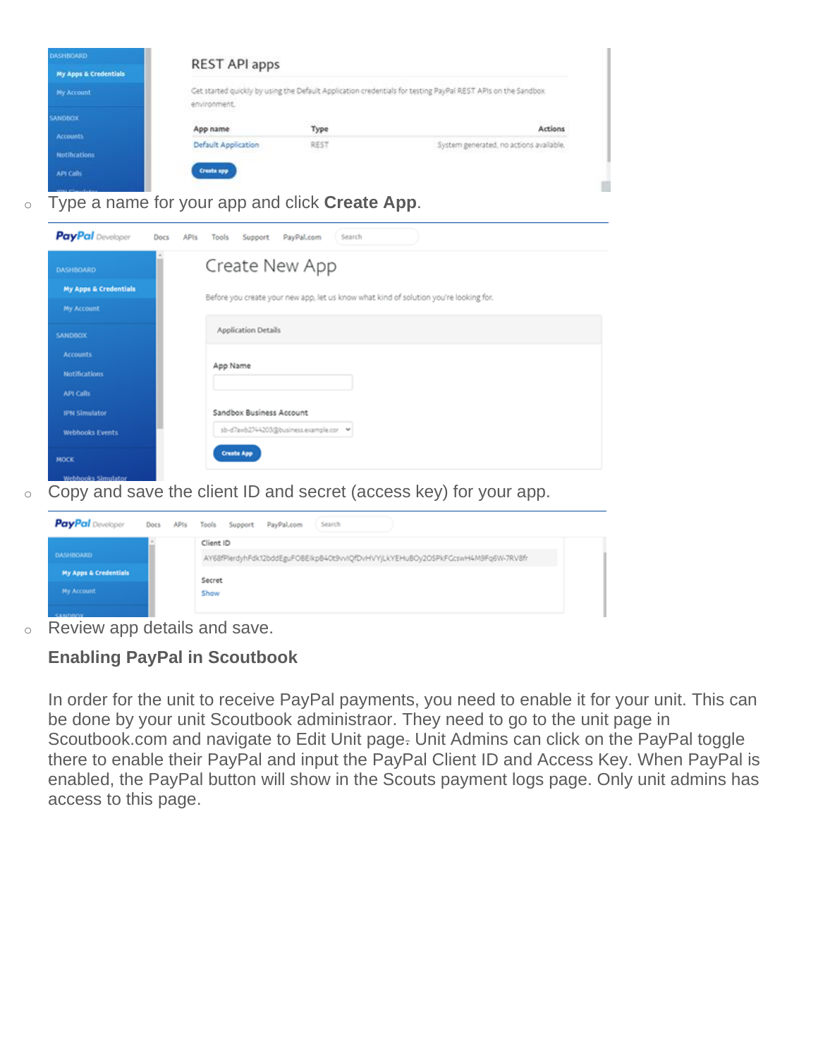- Type a name for your app and click **Create App**.
- Copy and save the client ID and secret (access key) for your app.
- Review app details and save.

**Enabling PayPal in Scoutbook**

In order for the unit to receive PayPal payments, you need to enable it for your unit. This can be done by your unit Scoutbook administraor. They need to go to the unit page in Scoutbook.com and navigate to Edit Unit page. Unit Admins can click on the PayPal toggle there to enable their PayPal and input the PayPal Client ID and Access Key. When PayPal is enabled, the PayPal button will show in the Scouts payment logs page. Only unit admins has access to this page.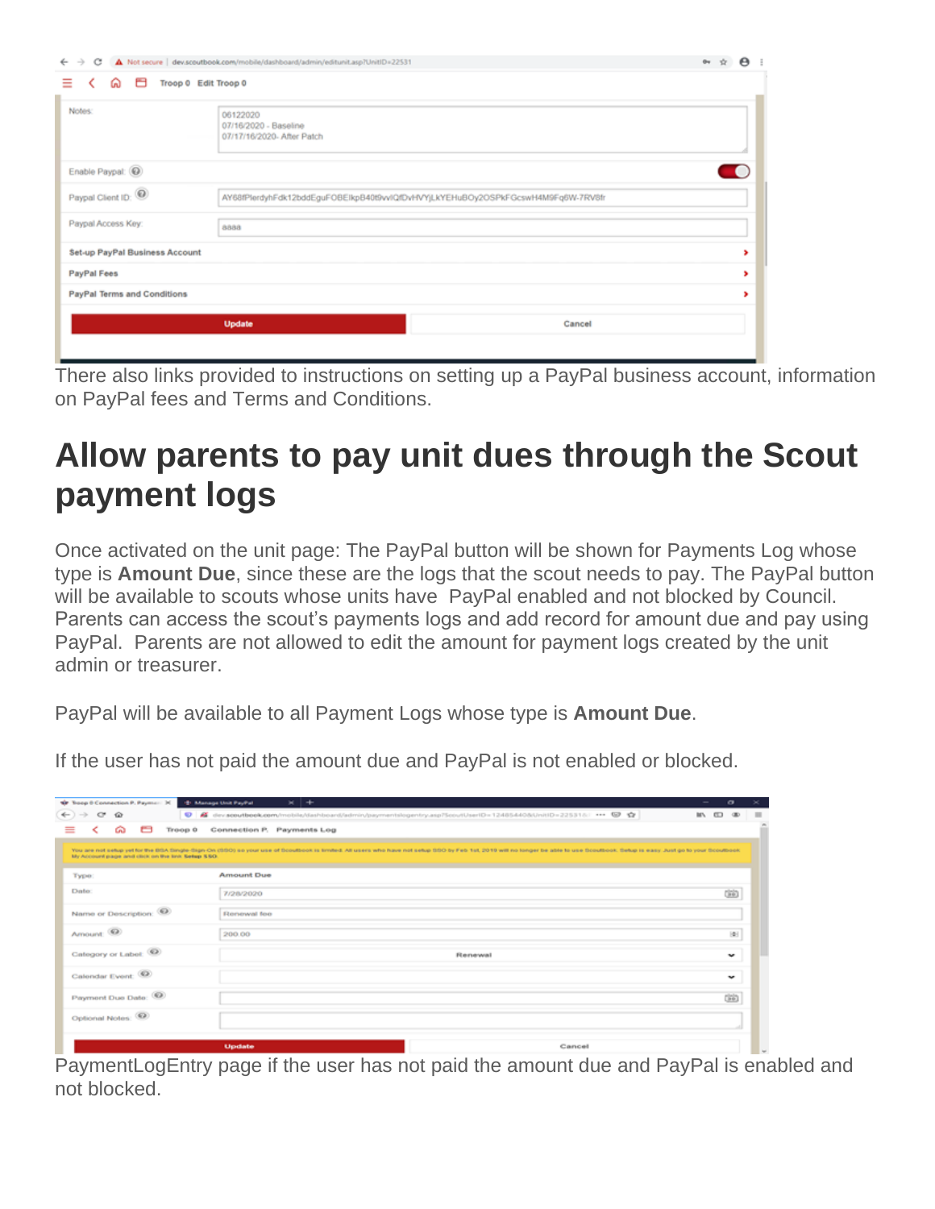There also links provided to instructions on setting up a PayPal business account, information on PayPal fees and Terms and Conditions.

# Allow parents to pay unit dues through the Scout payment logs

Once activated on the unit page: The PayPal button will be shown for Payments Log whose type is **Amount Due**, since these are the logs that the scout needs to pay. The PayPal button will be available to scouts whose units have PayPal enabled and not blocked by Council. Parents can access the scout's payments logs and add record for amount due and pay using PayPal. Parents are not allowed to edit the amount for payment logs created by the unit admin or treasurer.

PayPal will be available to all Payment Logs whose type is **Amount Due**.

If the user has not paid the amount due and PayPal is not enabled or blocked.

PaymentLogEntry page if the user has not paid the amount due and PayPal is enabled and not blocked.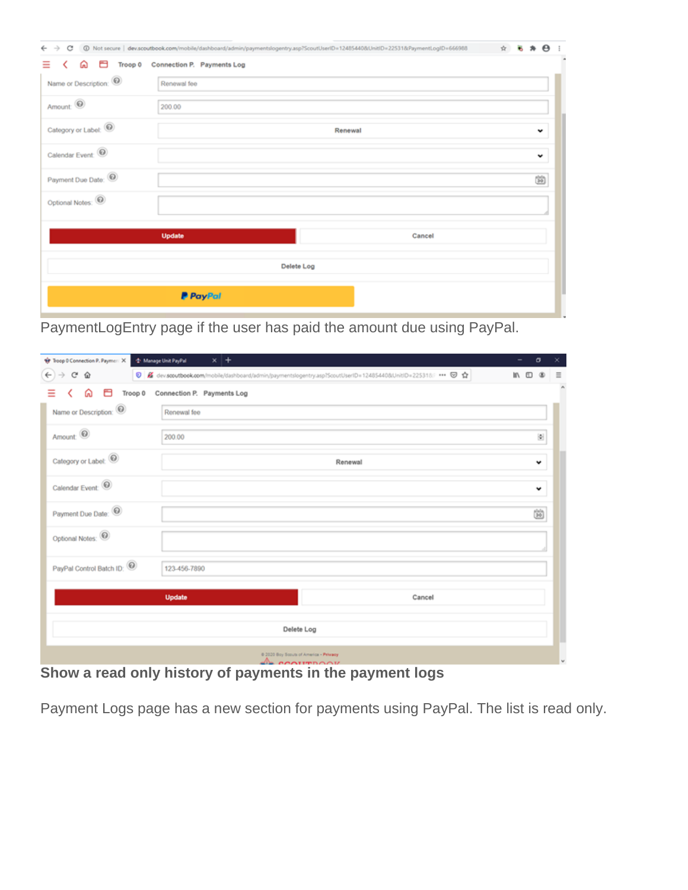PaymentLogEntry page if the user has paid the amount due using PayPal.

**Show a read only history of payments in the payment logs**

Payment Logs page has a new section for payments using PayPal. The list is read only.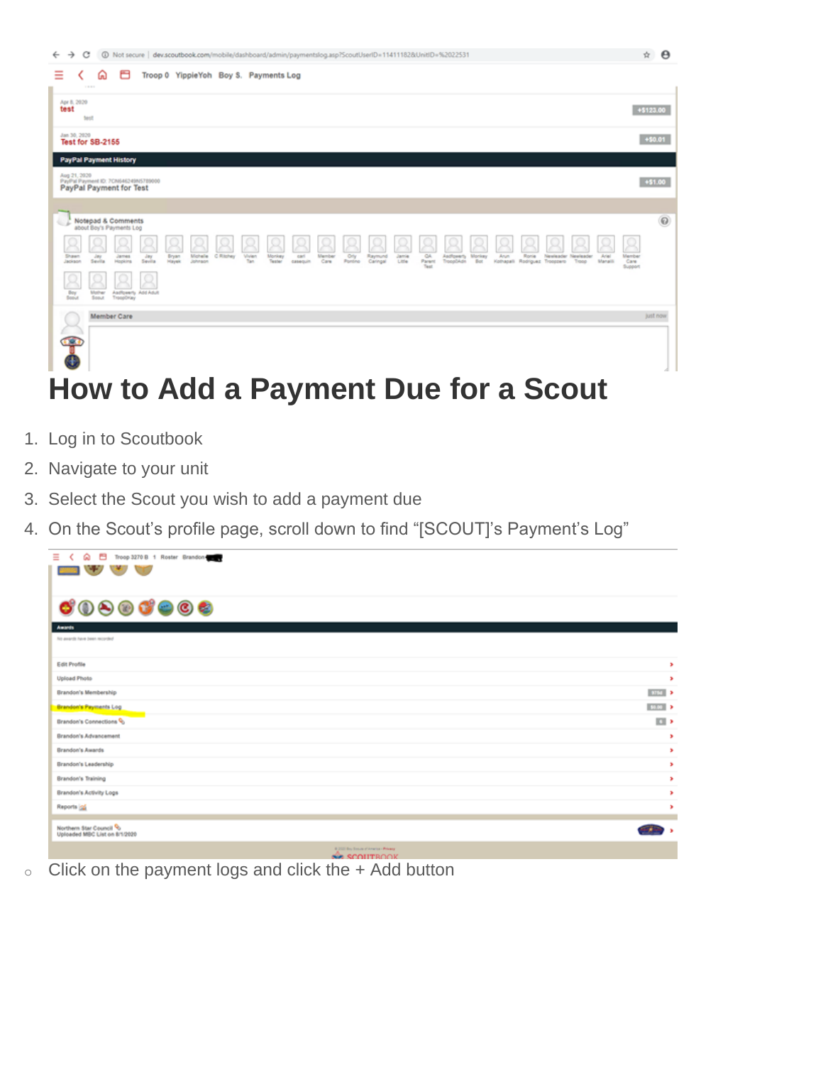# How to Add a Payment Due for a Scout

1. Log in to Scoutbook
2. Navigate to your unit
3. Select the Scout you wish to add a payment due
4. On the Scout's profile page, scroll down to find "[SCOUT]'s Payment's Log"

   - Click on the payment logs and click the + Add button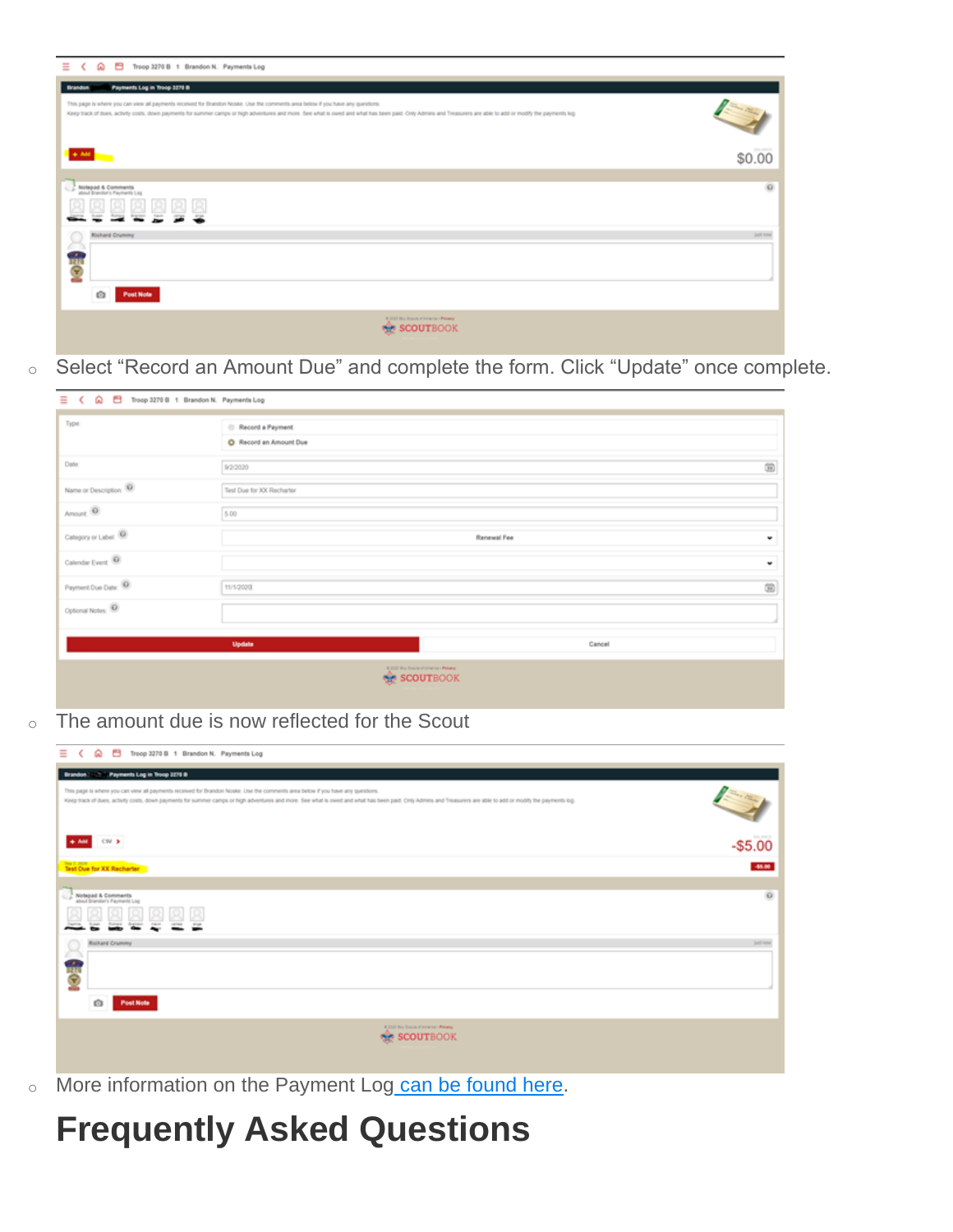- Select “Record an Amount Due” and complete the form. Click “Update” once complete.
- The amount due is now reflected for the Scout
- More information on the Payment Log can be found here.

# Frequently Asked Questions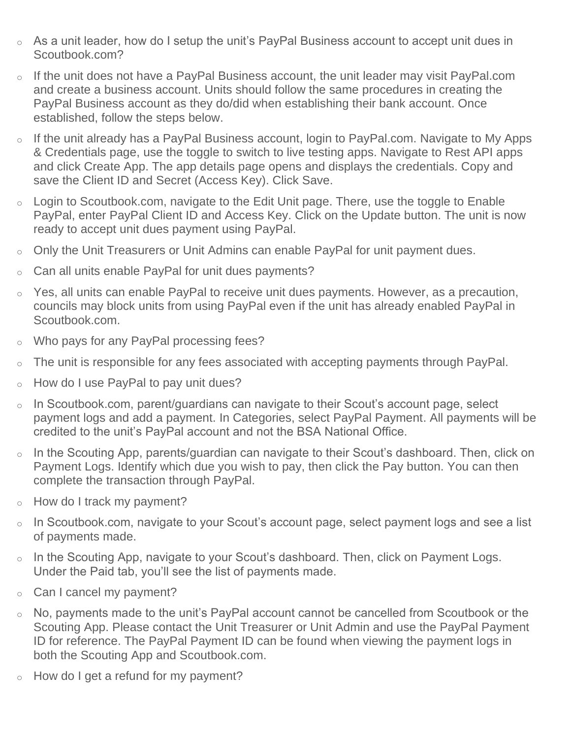- As a unit leader, how do I setup the unit's PayPal Business account to accept unit dues in Scoutbook.com?
- If the unit does not have a PayPal Business account, the unit leader may visit PayPal.com and create a business account. Units should follow the same procedures in creating the PayPal Business account as they do/did when establishing their bank account. Once established, follow the steps below.
- If the unit already has a PayPal Business account, login to PayPal.com. Navigate to My Apps & Credentials page, use the toggle to switch to live testing apps. Navigate to Rest API apps and click Create App. The app details page opens and displays the credentials. Copy and save the Client ID and Secret (Access Key). Click Save.
- Login to Scoutbook.com, navigate to the Edit Unit page. There, use the toggle to Enable PayPal, enter PayPal Client ID and Access Key. Click on the Update button. The unit is now ready to accept unit dues payment using PayPal.
- Only the Unit Treasurers or Unit Admins can enable PayPal for unit payment dues.
- Can all units enable PayPal for unit dues payments?
- Yes, all units can enable PayPal to receive unit dues payments. However, as a precaution, councils may block units from using PayPal even if the unit has already enabled PayPal in Scoutbook.com.
- Who pays for any PayPal processing fees?
- The unit is responsible for any fees associated with accepting payments through PayPal.
- How do I use PayPal to pay unit dues?
- In Scoutbook.com, parent/guardians can navigate to their Scout's account page, select payment logs and add a payment. In Categories, select PayPal Payment. All payments will be credited to the unit's PayPal account and not the BSA National Office.
- In the Scouting App, parents/guardian can navigate to their Scout's dashboard. Then, click on Payment Logs. Identify which due you wish to pay, then click the Pay button. You can then complete the transaction through PayPal.
- How do I track my payment?
- In Scoutbook.com, navigate to your Scout's account page, select payment logs and see a list of payments made.
- In the Scouting App, navigate to your Scout's dashboard. Then, click on Payment Logs. Under the Paid tab, you'll see the list of payments made.
- Can I cancel my payment?
- No, payments made to the unit's PayPal account cannot be cancelled from Scoutbook or the Scouting App. Please contact the Unit Treasurer or Unit Admin and use the PayPal Payment ID for reference. The PayPal Payment ID can be found when viewing the payment logs in both the Scouting App and Scoutbook.com.
- How do I get a refund for my payment?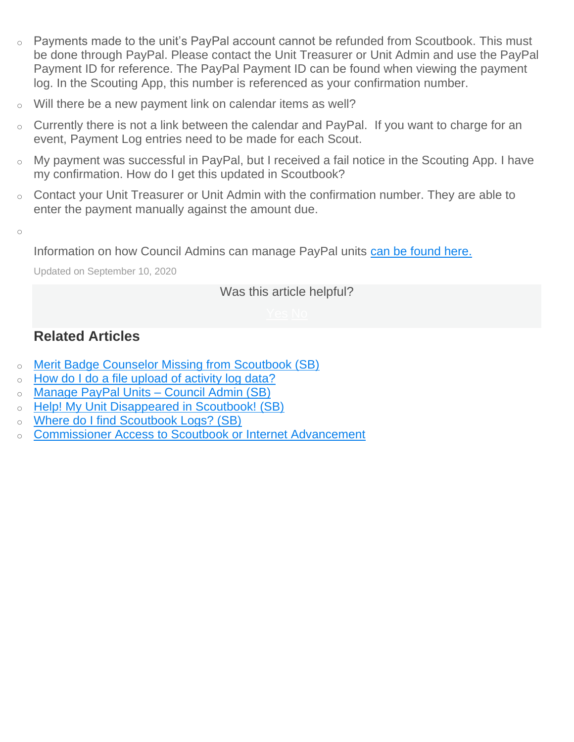- Payments made to the unit's PayPal account cannot be refunded from Scoutbook. This must be done through PayPal. Please contact the Unit Treasurer or Unit Admin and use the PayPal Payment ID for reference. The PayPal Payment ID can be found when viewing the payment log. In the Scouting App, this number is referenced as your confirmation number.
- Will there be a new payment link on calendar items as well?
- Currently there is not a link between the calendar and PayPal. If you want to charge for an event, Payment Log entries need to be made for each Scout.
- My payment was successful in PayPal, but I received a fail notice in the Scouting App. I have my confirmation. How do I get this updated in Scoutbook?
- Contact your Unit Treasurer or Unit Admin with the confirmation number. They are able to enter the payment manually against the amount due.
- 

Information on how Council Admins can manage PayPal units can be found here.

Updated on September 10, 2020

Was this article helpful?

Yes No

## Related Articles

- Merit Badge Counselor Missing from Scoutbook (SB)
- How do I do a file upload of activity log data?
- Manage PayPal Units – Council Admin (SB)
- Help! My Unit Disappeared in Scoutbook! (SB)
- Where do I find Scoutbook Logs? (SB)
- Commissioner Access to Scoutbook or Internet Advancement